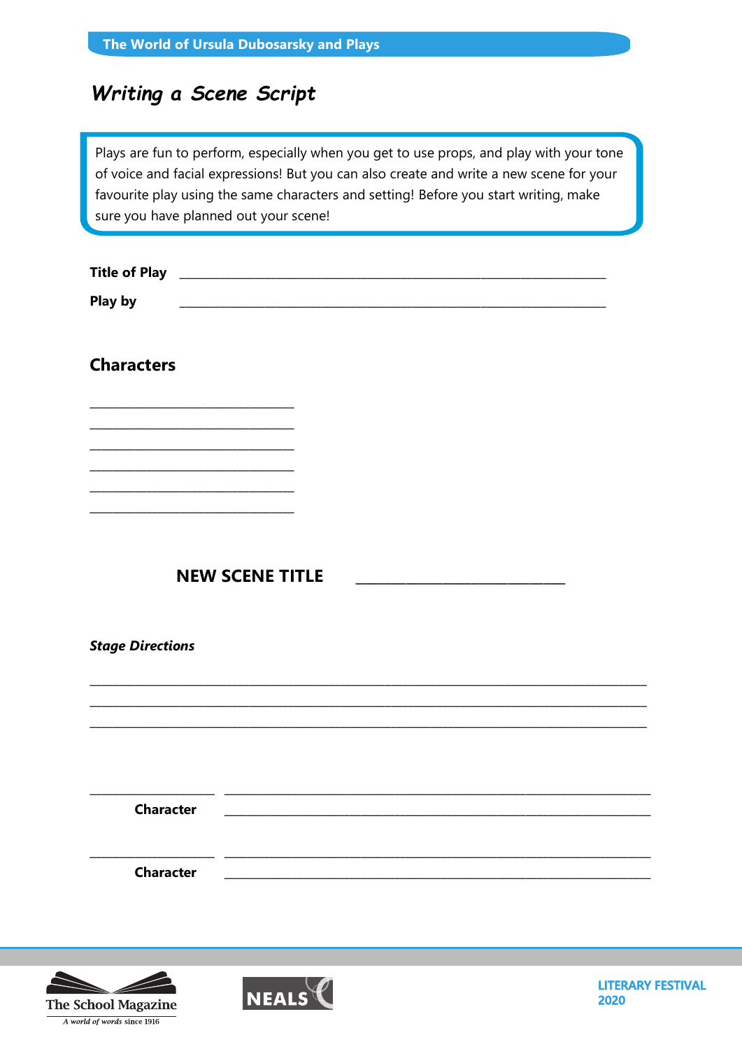# Writing a Scene Script

Plays are fun to perform, especially when you get to use props, and play with your tone of voice and facial expressions! But you can also create and write a new scene for your favourite play using the same characters and setting! Before you start writing, make sure you have planned out your scene!

**Title of Play** ______________________________________________

**Play by** ______________________________________________

## Characters

______________________
______________________
______________________
______________________
______________________
______________________

### NEW SCENE TITLE ______________________

***Stage Directions***

______________________________________________________________
______________________________________________________________
______________________________________________________________

______________ ______________________________________________
**Character** ______________________________________________

______________ ______________________________________________
**Character** ______________________________________________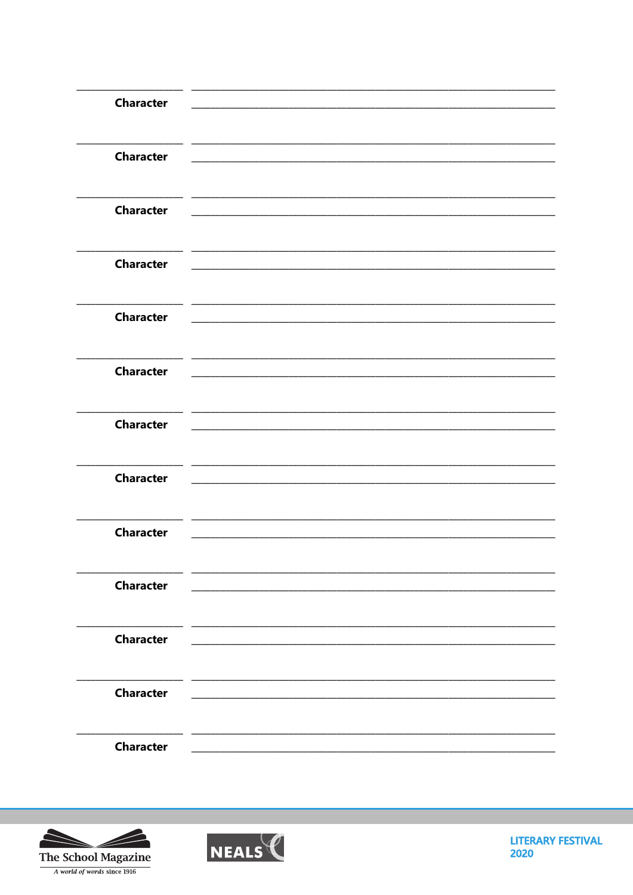| | |
|---|---|
| ________________ | ____________________________________________ |
| **Character** | ____________________________________________ |
| ________________ | ____________________________________________ |
| **Character** | ____________________________________________ |
| ________________ | ____________________________________________ |
| **Character** | ____________________________________________ |
| ________________ | ____________________________________________ |
| **Character** | ____________________________________________ |
| ________________ | ____________________________________________ |
| **Character** | ____________________________________________ |
| ________________ | ____________________________________________ |
| **Character** | ____________________________________________ |
| ________________ | ____________________________________________ |
| **Character** | ____________________________________________ |
| ________________ | ____________________________________________ |
| **Character** | ____________________________________________ |
| ________________ | ____________________________________________ |
| **Character** | ____________________________________________ |
| ________________ | ____________________________________________ |
| **Character** | ____________________________________________ |
| ________________ | ____________________________________________ |
| **Character** | ____________________________________________ |
| ________________ | ____________________________________________ |
| **Character** | ____________________________________________ |
| ________________ | ____________________________________________ |
| **Character** | ____________________________________________ |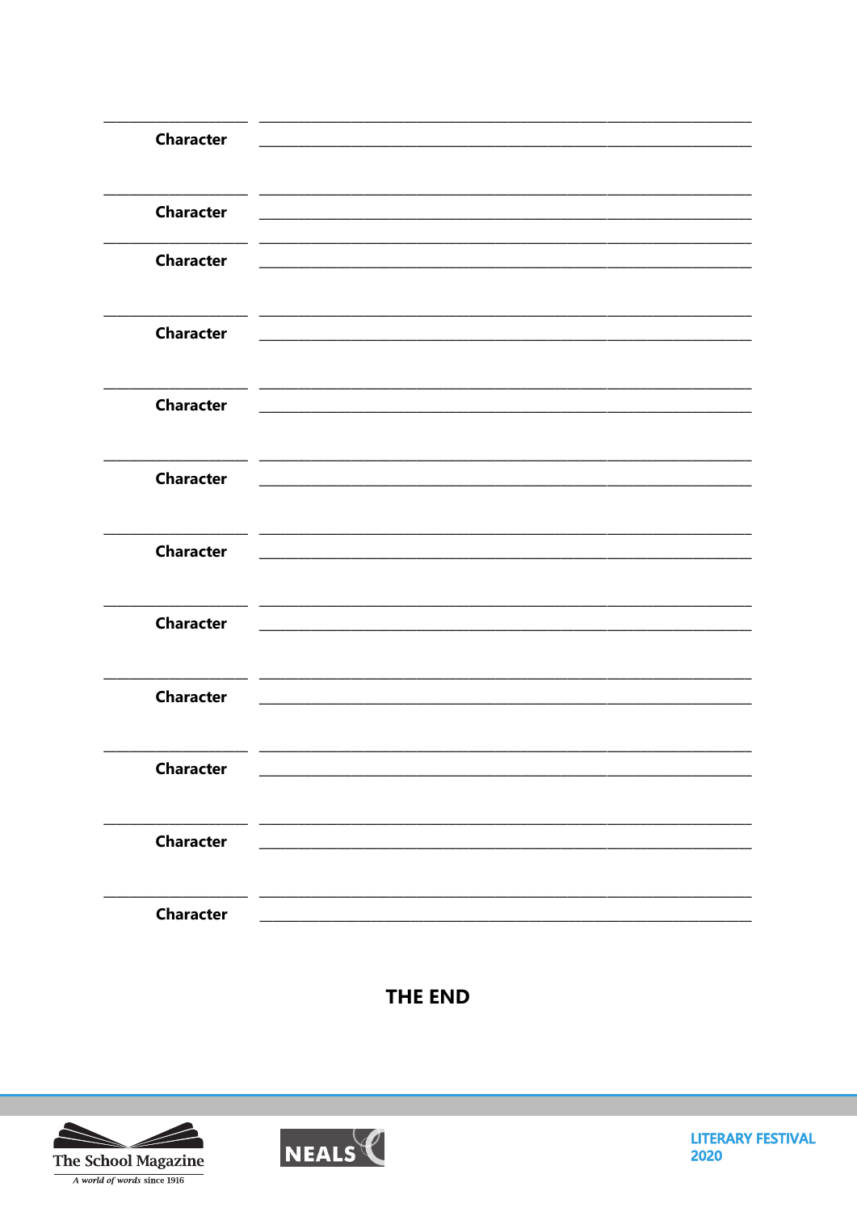_______________ _______________________________________________
**Character** _______________________________________________

_______________ _______________________________________________
**Character** _______________________________________________

_______________ _______________________________________________
**Character** _______________________________________________

_______________ _______________________________________________
**Character** _______________________________________________

_______________ _______________________________________________
**Character** _______________________________________________

_______________ _______________________________________________
**Character** _______________________________________________

_______________ _______________________________________________
**Character** _______________________________________________

_______________ _______________________________________________
**Character** _______________________________________________

_______________ _______________________________________________
**Character** _______________________________________________

_______________ _______________________________________________
**Character** _______________________________________________

_______________ _______________________________________________
**Character** _______________________________________________

_______________ _______________________________________________
**Character** _______________________________________________

**THE END**